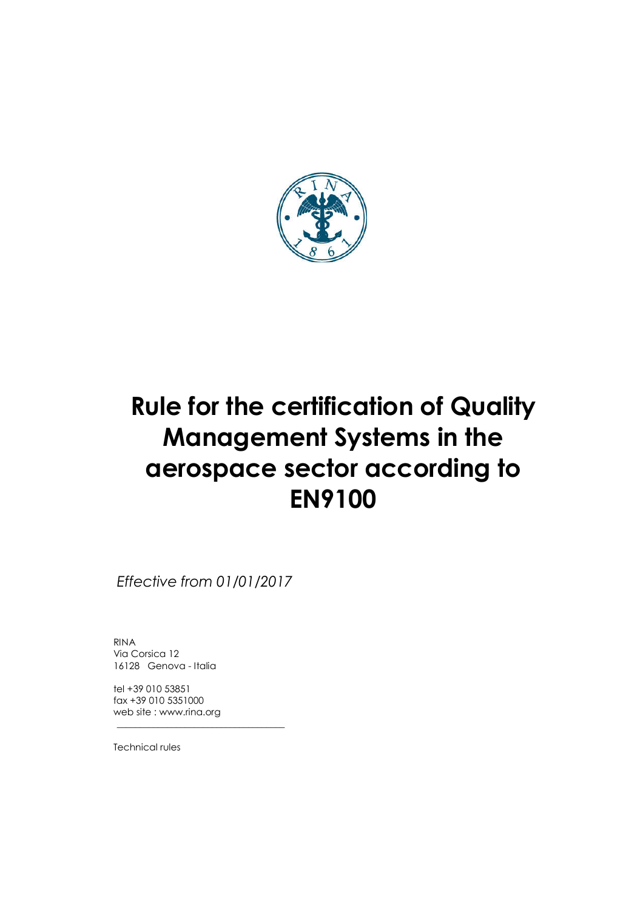# Rule for the certification of Quality Management Systems in the aerospace sector according to EN9100

*Effective from 01/01/2017*

RINA
Via Corsica 12
16128 Genova - Italia

tel +39 010 53851
fax +39 010 5351000
web site : www.rina.org

Technical rules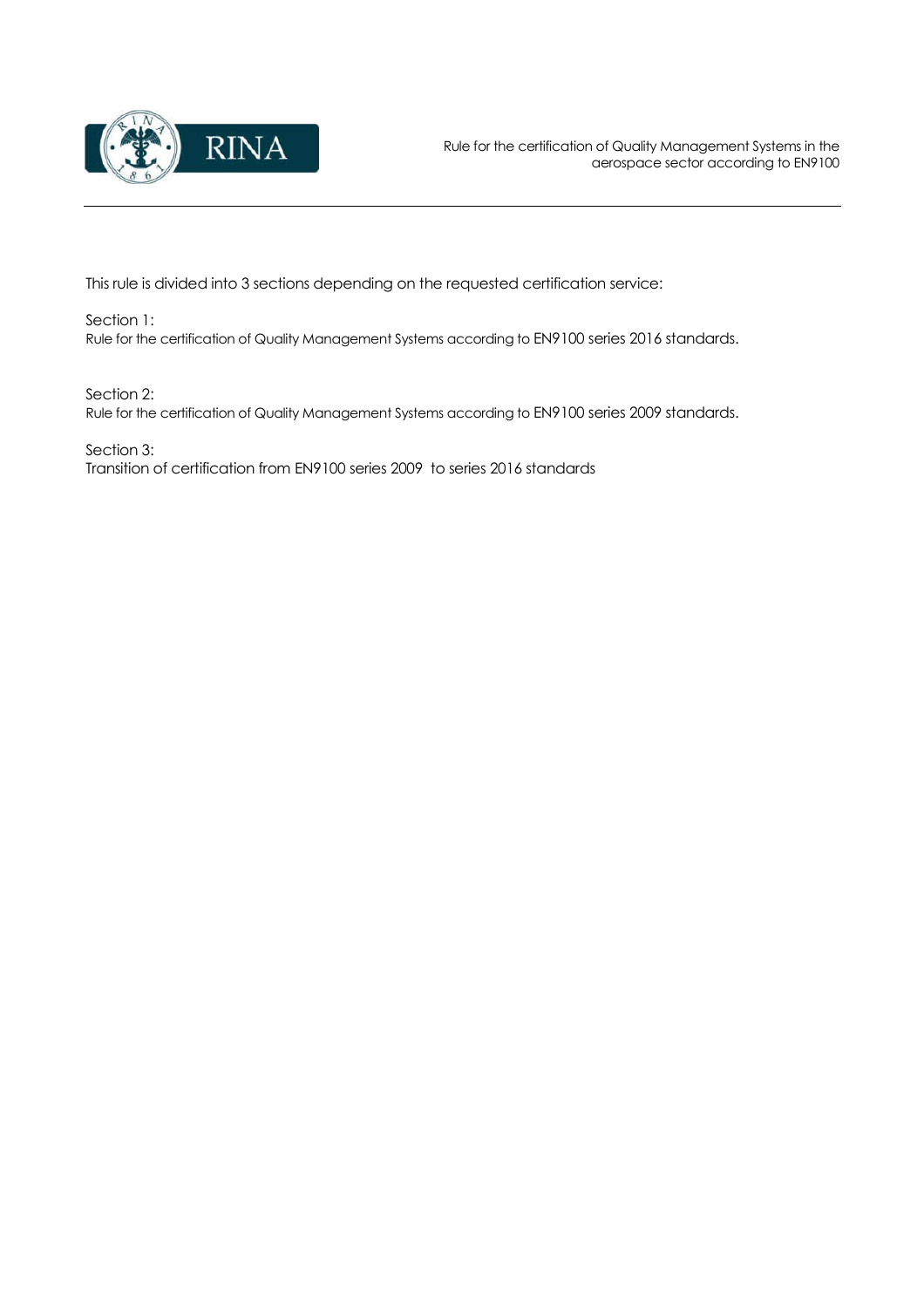This rule is divided into 3 sections depending on the requested certification service:

Section 1:
Rule for the certification of Quality Management Systems according to EN9100 series 2016 standards.

Section 2:
Rule for the certification of Quality Management Systems according to EN9100 series 2009 standards.

Section 3:
Transition of certification from EN9100 series 2009 to series 2016 standards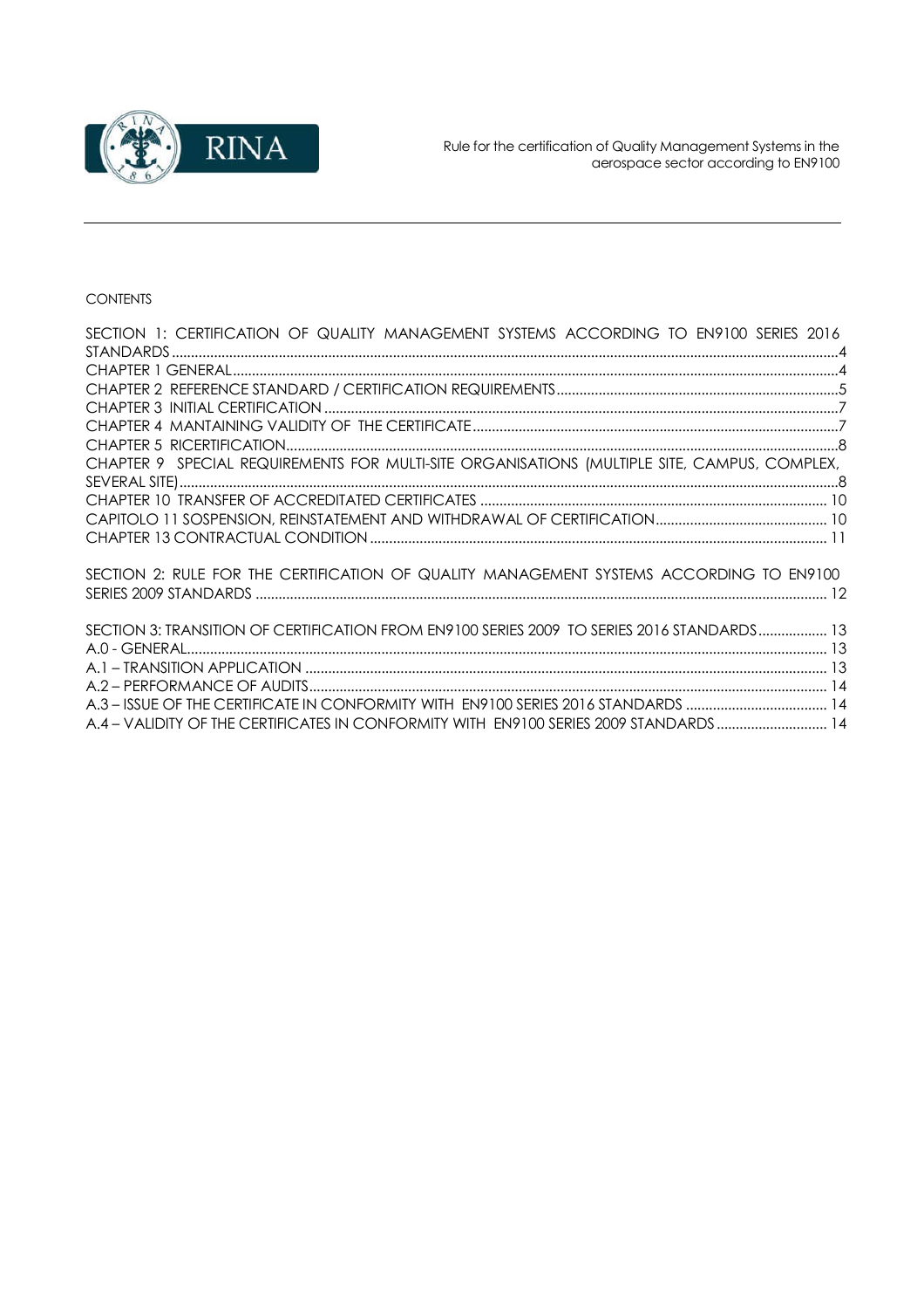CONTENTS

SECTION 1: CERTIFICATION OF QUALITY MANAGEMENT SYSTEMS ACCORDING TO EN9100 SERIES 2016 STANDARDS ..... 4
CHAPTER 1 GENERAL ..... 4
CHAPTER 2 REFERENCE STANDARD / CERTIFICATION REQUIREMENTS ..... 5
CHAPTER 3 INITIAL CERTIFICATION ..... 7
CHAPTER 4 MANTAINING VALIDITY OF THE CERTIFICATE ..... 7
CHAPTER 5 RICERTIFICATION ..... 8
CHAPTER 9 SPECIAL REQUIREMENTS FOR MULTI-SITE ORGANISATIONS (MULTIPLE SITE, CAMPUS, COMPLEX, SEVERAL SITE) ..... 8
CHAPTER 10 TRANSFER OF ACCREDITATED CERTIFICATES ..... 10
CAPITOLO 11 SOSPENSION, REINSTATEMENT AND WITHDRAWAL OF CERTIFICATION ..... 10
CHAPTER 13 CONTRACTUAL CONDITION ..... 11

SECTION 2: RULE FOR THE CERTIFICATION OF QUALITY MANAGEMENT SYSTEMS ACCORDING TO EN9100 SERIES 2009 STANDARDS ..... 12

SECTION 3: TRANSITION OF CERTIFICATION FROM EN9100 SERIES 2009 TO SERIES 2016 STANDARDS ..... 13
A.0 - GENERAL ..... 13
A.1 – TRANSITION APPLICATION ..... 13
A.2 – PERFORMANCE OF AUDITS ..... 14
A.3 – ISSUE OF THE CERTIFICATE IN CONFORMITY WITH EN9100 SERIES 2016 STANDARDS ..... 14
A.4 – VALIDITY OF THE CERTIFICATES IN CONFORMITY WITH EN9100 SERIES 2009 STANDARDS ..... 14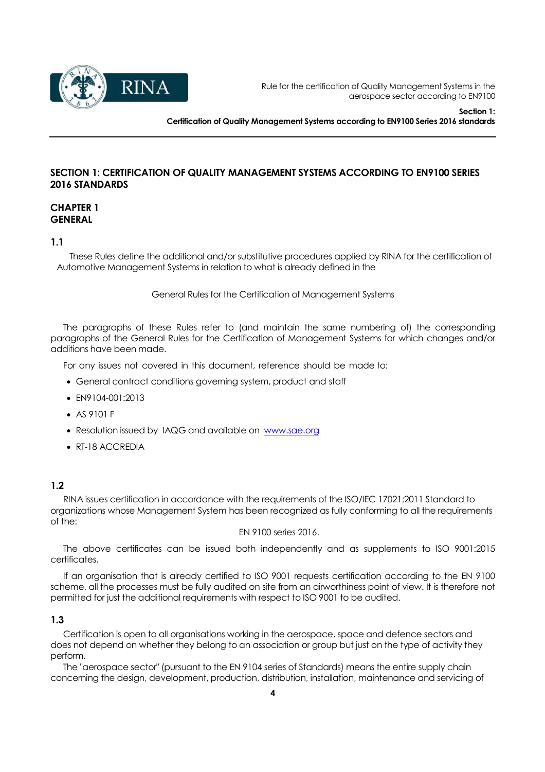# SECTION 1: CERTIFICATION OF QUALITY MANAGEMENT SYSTEMS ACCORDING TO EN9100 SERIES 2016 STANDARDS

## CHAPTER 1
## GENERAL

### 1.1

These Rules define the additional and/or substitutive procedures applied by RINA for the certification of Automotive Management Systems in relation to what is already defined in the

General Rules for the Certification of Management Systems

The paragraphs of these Rules refer to (and maintain the same numbering of) the corresponding paragraphs of the General Rules for the Certification of Management Systems for which changes and/or additions have been made.

For any issues not covered in this document, reference should be made to:

- General contract conditions governing system, product and staff
- EN9104-001:2013
- AS 9101 F
- Resolution issued by IAQG and available on www.sae.org
- RT-18 ACCREDIA

### 1.2

RINA issues certification in accordance with the requirements of the ISO/IEC 17021:2011 Standard to organizations whose Management System has been recognized as fully conforming to all the requirements of the:

EN 9100 series 2016.

The above certificates can be issued both independently and as supplements to ISO 9001:2015 certificates.

If an organisation that is already certified to ISO 9001 requests certification according to the EN 9100 scheme, all the processes must be fully audited on site from an airworthiness point of view. It is therefore not permitted for just the additional requirements with respect to ISO 9001 to be audited.

### 1.3

Certification is open to all organisations working in the aerospace, space and defence sectors and does not depend on whether they belong to an association or group but just on the type of activity they perform.

The "aerospace sector" (pursuant to the EN 9104 series of Standards) means the entire supply chain concerning the design, development, production, distribution, installation, maintenance and servicing of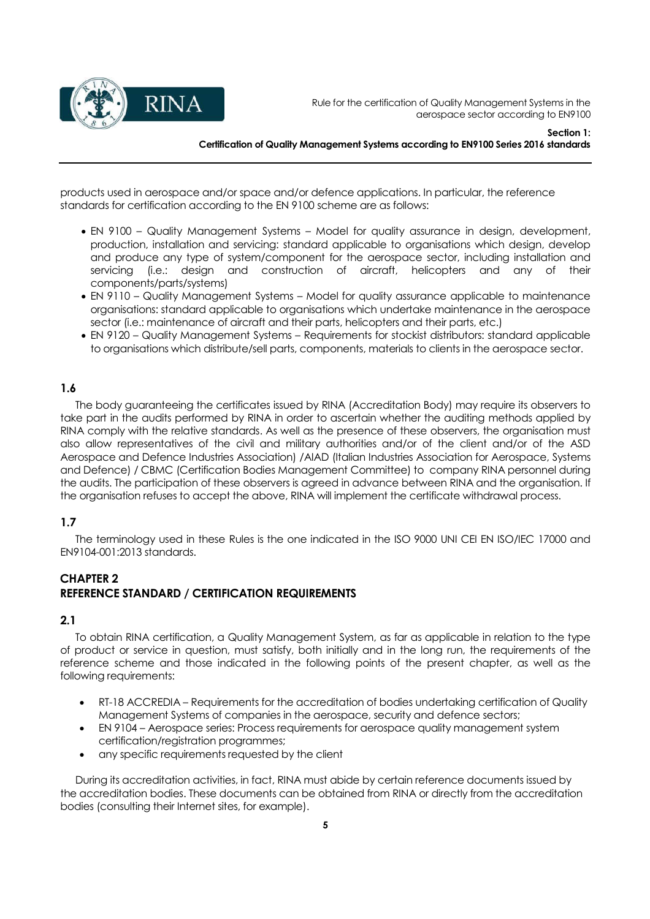products used in aerospace and/or space and/or defence applications. In particular, the reference standards for certification according to the EN 9100 scheme are as follows:

- EN 9100 – Quality Management Systems – Model for quality assurance in design, development, production, installation and servicing: standard applicable to organisations which design, develop and produce any type of system/component for the aerospace sector, including installation and servicing (i.e.: design and construction of aircraft, helicopters and any of their components/parts/systems)
- EN 9110 – Quality Management Systems – Model for quality assurance applicable to maintenance organisations: standard applicable to organisations which undertake maintenance in the aerospace sector (i.e.: maintenance of aircraft and their parts, helicopters and their parts, etc.)
- EN 9120 – Quality Management Systems – Requirements for stockist distributors: standard applicable to organisations which distribute/sell parts, components, materials to clients in the aerospace sector.

### 1.6

The body guaranteeing the certificates issued by RINA (Accreditation Body) may require its observers to take part in the audits performed by RINA in order to ascertain whether the auditing methods applied by RINA comply with the relative standards. As well as the presence of these observers, the organisation must also allow representatives of the civil and military authorities and/or of the client and/or of the ASD Aerospace and Defence Industries Association) /AIAD (Italian Industries Association for Aerospace, Systems and Defence) / CBMC (Certification Bodies Management Committee) to company RINA personnel during the audits. The participation of these observers is agreed in advance between RINA and the organisation. If the organisation refuses to accept the above, RINA will implement the certificate withdrawal process.

### 1.7

The terminology used in these Rules is the one indicated in the ISO 9000 UNI CEI EN ISO/IEC 17000 and EN9104-001:2013 standards.

## CHAPTER 2
## REFERENCE STANDARD / CERTIFICATION REQUIREMENTS

### 2.1

To obtain RINA certification, a Quality Management System, as far as applicable in relation to the type of product or service in question, must satisfy, both initially and in the long run, the requirements of the reference scheme and those indicated in the following points of the present chapter, as well as the following requirements:

- RT-18 ACCREDIA – Requirements for the accreditation of bodies undertaking certification of Quality Management Systems of companies in the aerospace, security and defence sectors;
- EN 9104 – Aerospace series: Process requirements for aerospace quality management system certification/registration programmes;
- any specific requirements requested by the client

During its accreditation activities, in fact, RINA must abide by certain reference documents issued by the accreditation bodies. These documents can be obtained from RINA or directly from the accreditation bodies (consulting their Internet sites, for example).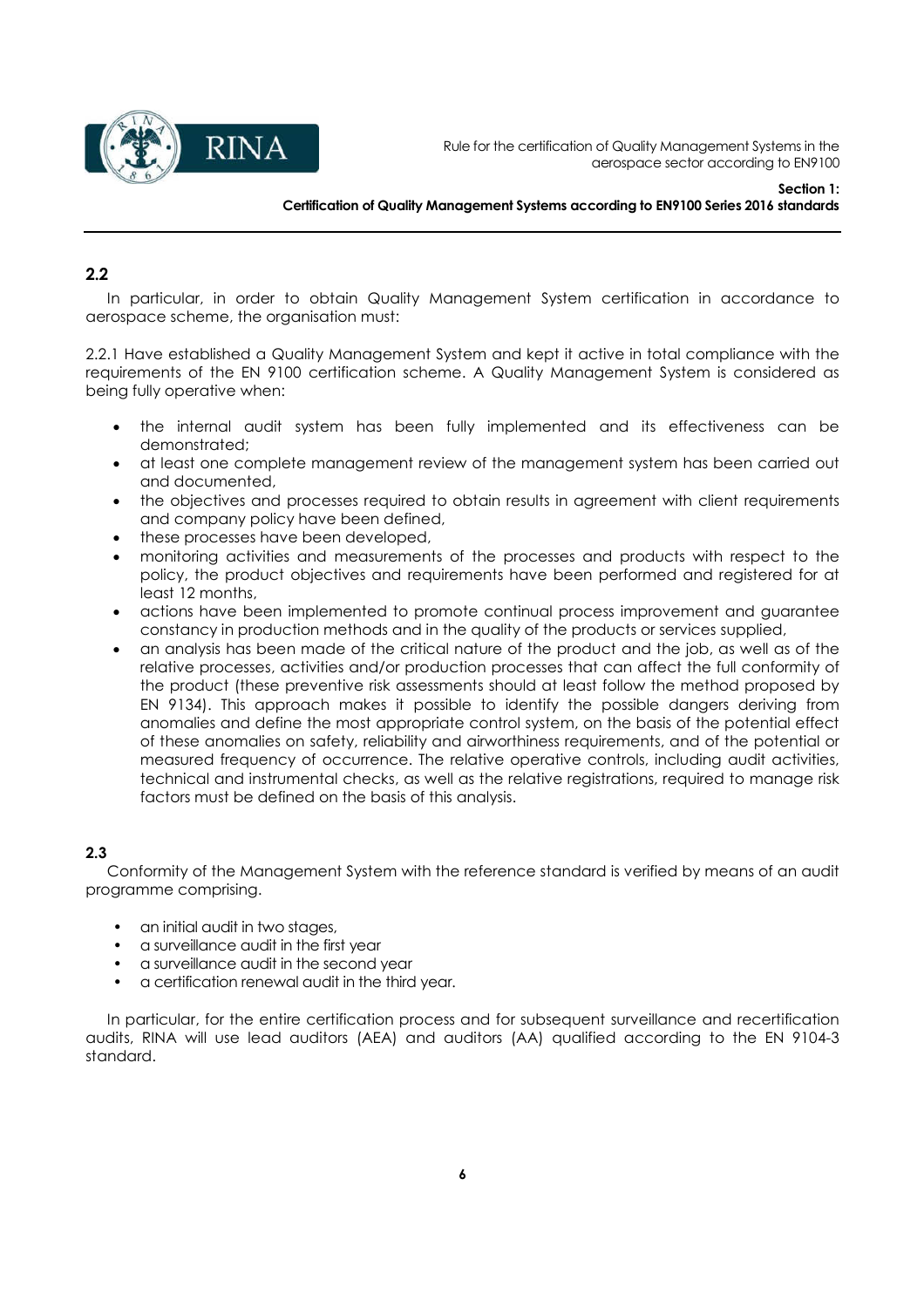## 2.2

In particular, in order to obtain Quality Management System certification in accordance to aerospace scheme, the organisation must:

2.2.1 Have established a Quality Management System and kept it active in total compliance with the requirements of the EN 9100 certification scheme. A Quality Management System is considered as being fully operative when:

- the internal audit system has been fully implemented and its effectiveness can be demonstrated;
- at least one complete management review of the management system has been carried out and documented,
- the objectives and processes required to obtain results in agreement with client requirements and company policy have been defined,
- these processes have been developed,
- monitoring activities and measurements of the processes and products with respect to the policy, the product objectives and requirements have been performed and registered for at least 12 months,
- actions have been implemented to promote continual process improvement and guarantee constancy in production methods and in the quality of the products or services supplied,
- an analysis has been made of the critical nature of the product and the job, as well as of the relative processes, activities and/or production processes that can affect the full conformity of the product (these preventive risk assessments should at least follow the method proposed by EN 9134). This approach makes it possible to identify the possible dangers deriving from anomalies and define the most appropriate control system, on the basis of the potential effect of these anomalies on safety, reliability and airworthiness requirements, and of the potential or measured frequency of occurrence. The relative operative controls, including audit activities, technical and instrumental checks, as well as the relative registrations, required to manage risk factors must be defined on the basis of this analysis.

## 2.3

Conformity of the Management System with the reference standard is verified by means of an audit programme comprising.

- an initial audit in two stages,
- a surveillance audit in the first year
- a surveillance audit in the second year
- a certification renewal audit in the third year.

In particular, for the entire certification process and for subsequent surveillance and recertification audits, RINA will use lead auditors (AEA) and auditors (AA) qualified according to the EN 9104-3 standard.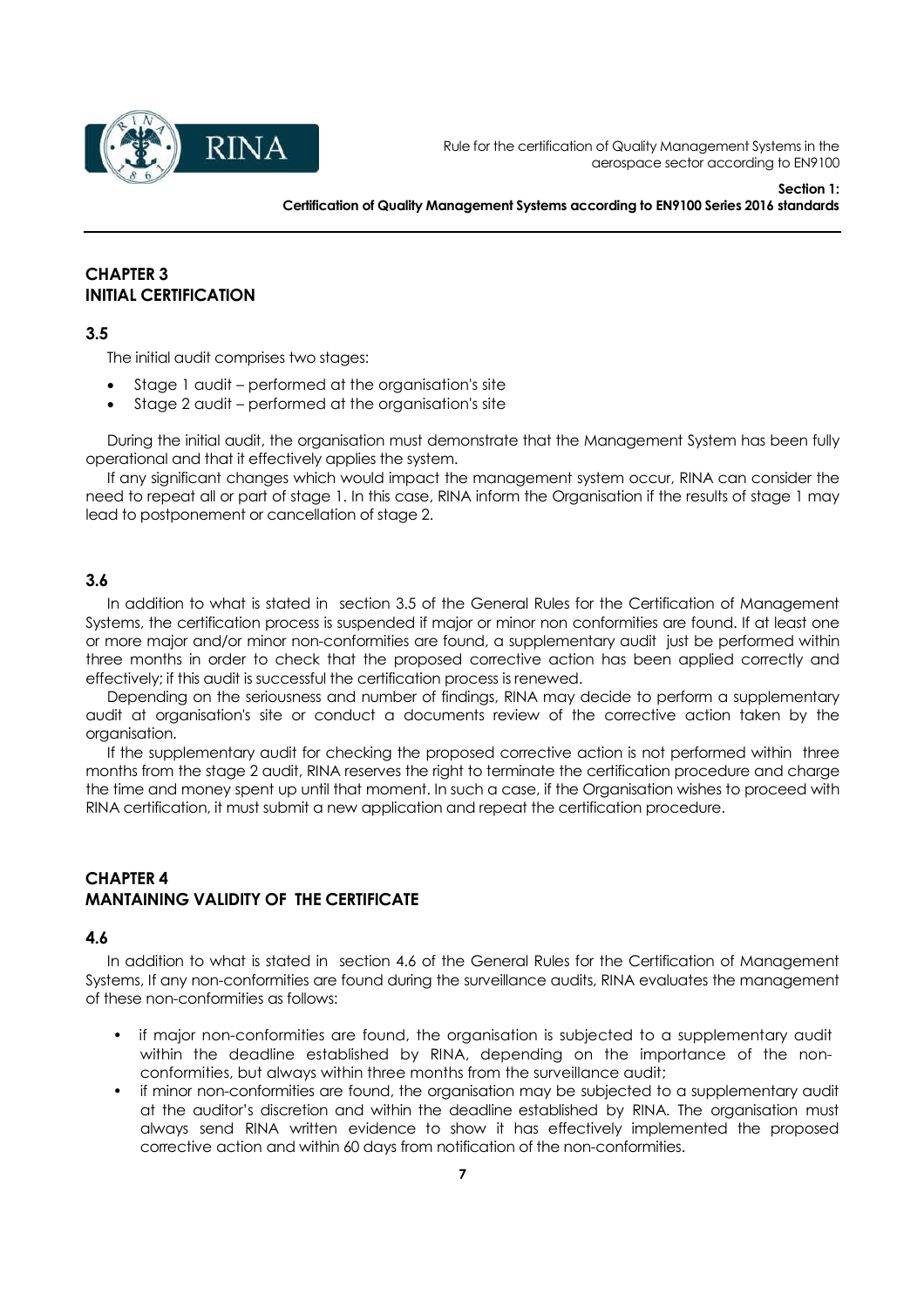## CHAPTER 3
## INITIAL CERTIFICATION

### 3.5

The initial audit comprises two stages:

- Stage 1 audit – performed at the organisation's site
- Stage 2 audit – performed at the organisation's site

During the initial audit, the organisation must demonstrate that the Management System has been fully operational and that it effectively applies the system.

If any significant changes which would impact the management system occur, RINA can consider the need to repeat all or part of stage 1. In this case, RINA inform the Organisation if the results of stage 1 may lead to postponement or cancellation of stage 2.

### 3.6

In addition to what is stated in section 3.5 of the General Rules for the Certification of Management Systems, the certification process is suspended if major or minor non conformities are found. If at least one or more major and/or minor non-conformities are found, a supplementary audit just be performed within three months in order to check that the proposed corrective action has been applied correctly and effectively; if this audit is successful the certification process is renewed.

Depending on the seriousness and number of findings, RINA may decide to perform a supplementary audit at organisation's site or conduct a documents review of the corrective action taken by the organisation.

If the supplementary audit for checking the proposed corrective action is not performed within three months from the stage 2 audit, RINA reserves the right to terminate the certification procedure and charge the time and money spent up until that moment. In such a case, if the Organisation wishes to proceed with RINA certification, it must submit a new application and repeat the certification procedure.

## CHAPTER 4
## MANTAINING VALIDITY OF THE CERTIFICATE

### 4.6

In addition to what is stated in section 4.6 of the General Rules for the Certification of Management Systems, If any non-conformities are found during the surveillance audits, RINA evaluates the management of these non-conformities as follows:

- if major non-conformities are found, the organisation is subjected to a supplementary audit within the deadline established by RINA, depending on the importance of the non-conformities, but always within three months from the surveillance audit;
- if minor non-conformities are found, the organisation may be subjected to a supplementary audit at the auditor's discretion and within the deadline established by RINA. The organisation must always send RINA written evidence to show it has effectively implemented the proposed corrective action and within 60 days from notification of the non-conformities.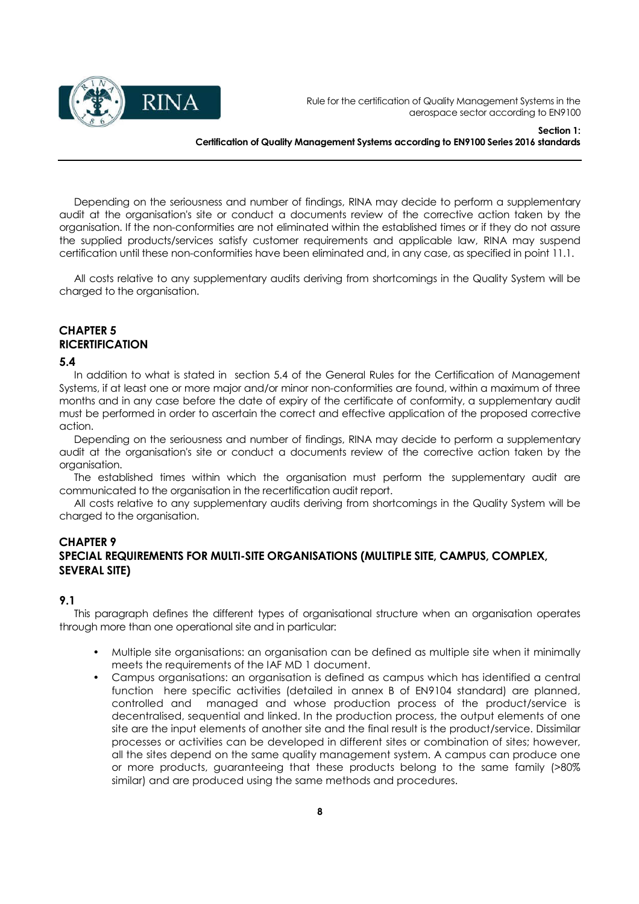Depending on the seriousness and number of findings, RINA may decide to perform a supplementary audit at the organisation's site or conduct a documents review of the corrective action taken by the organisation. If the non-conformities are not eliminated within the established times or if they do not assure the supplied products/services satisfy customer requirements and applicable law, RINA may suspend certification until these non-conformities have been eliminated and, in any case, as specified in point 11.1.

All costs relative to any supplementary audits deriving from shortcomings in the Quality System will be charged to the organisation.

## CHAPTER 5
## RICERTIFICATION

### 5.4

In addition to what is stated in section 5.4 of the General Rules for the Certification of Management Systems, if at least one or more major and/or minor non-conformities are found, within a maximum of three months and in any case before the date of expiry of the certificate of conformity, a supplementary audit must be performed in order to ascertain the correct and effective application of the proposed corrective action.

Depending on the seriousness and number of findings, RINA may decide to perform a supplementary audit at the organisation's site or conduct a documents review of the corrective action taken by the organisation.

The established times within which the organisation must perform the supplementary audit are communicated to the organisation in the recertification audit report.

All costs relative to any supplementary audits deriving from shortcomings in the Quality System will be charged to the organisation.

## CHAPTER 9
## SPECIAL REQUIREMENTS FOR MULTI-SITE ORGANISATIONS (MULTIPLE SITE, CAMPUS, COMPLEX, SEVERAL SITE)

### 9.1

This paragraph defines the different types of organisational structure when an organisation operates through more than one operational site and in particular:

- Multiple site organisations: an organisation can be defined as multiple site when it minimally meets the requirements of the IAF MD 1 document.
- Campus organisations: an organisation is defined as campus which has identified a central function here specific activities (detailed in annex B of EN9104 standard) are planned, controlled and managed and whose production process of the product/service is decentralised, sequential and linked. In the production process, the output elements of one site are the input elements of another site and the final result is the product/service. Dissimilar processes or activities can be developed in different sites or combination of sites; however, all the sites depend on the same quality management system. A campus can produce one or more products, guaranteeing that these products belong to the same family (>80% similar) and are produced using the same methods and procedures.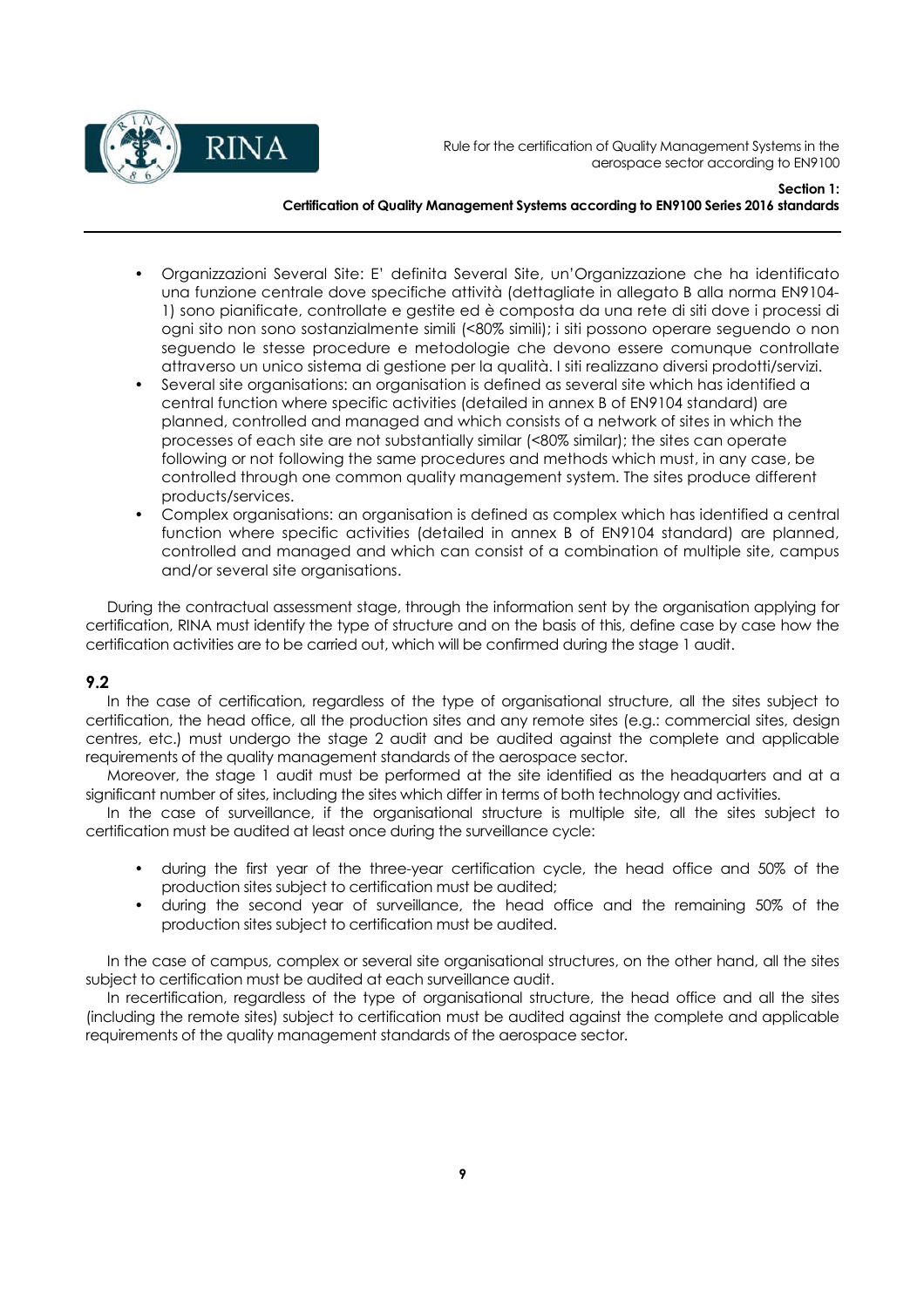- Organizzazioni Several Site: E' definita Several Site, un'Organizzazione che ha identificato una funzione centrale dove specifiche attività (dettagliate in allegato B alla norma EN9104-1) sono pianificate, controllate e gestite ed è composta da una rete di siti dove i processi di ogni sito non sono sostanzialmente simili (<80% simili); i siti possono operare seguendo o non seguendo le stesse procedure e metodologie che devono essere comunque controllate attraverso un unico sistema di gestione per la qualità. I siti realizzano diversi prodotti/servizi.
- Several site organisations: an organisation is defined as several site which has identified a central function where specific activities (detailed in annex B of EN9104 standard) are planned, controlled and managed and which consists of a network of sites in which the processes of each site are not substantially similar (<80% similar); the sites can operate following or not following the same procedures and methods which must, in any case, be controlled through one common quality management system. The sites produce different products/services.
- Complex organisations: an organisation is defined as complex which has identified a central function where specific activities (detailed in annex B of EN9104 standard) are planned, controlled and managed and which can consist of a combination of multiple site, campus and/or several site organisations.

During the contractual assessment stage, through the information sent by the organisation applying for certification, RINA must identify the type of structure and on the basis of this, define case by case how the certification activities are to be carried out, which will be confirmed during the stage 1 audit.

## 9.2

In the case of certification, regardless of the type of organisational structure, all the sites subject to certification, the head office, all the production sites and any remote sites (e.g.: commercial sites, design centres, etc.) must undergo the stage 2 audit and be audited against the complete and applicable requirements of the quality management standards of the aerospace sector.

Moreover, the stage 1 audit must be performed at the site identified as the headquarters and at a significant number of sites, including the sites which differ in terms of both technology and activities.

In the case of surveillance, if the organisational structure is multiple site, all the sites subject to certification must be audited at least once during the surveillance cycle:

- during the first year of the three-year certification cycle, the head office and 50% of the production sites subject to certification must be audited;
- during the second year of surveillance, the head office and the remaining 50% of the production sites subject to certification must be audited.

In the case of campus, complex or several site organisational structures, on the other hand, all the sites subject to certification must be audited at each surveillance audit.

In recertification, regardless of the type of organisational structure, the head office and all the sites (including the remote sites) subject to certification must be audited against the complete and applicable requirements of the quality management standards of the aerospace sector.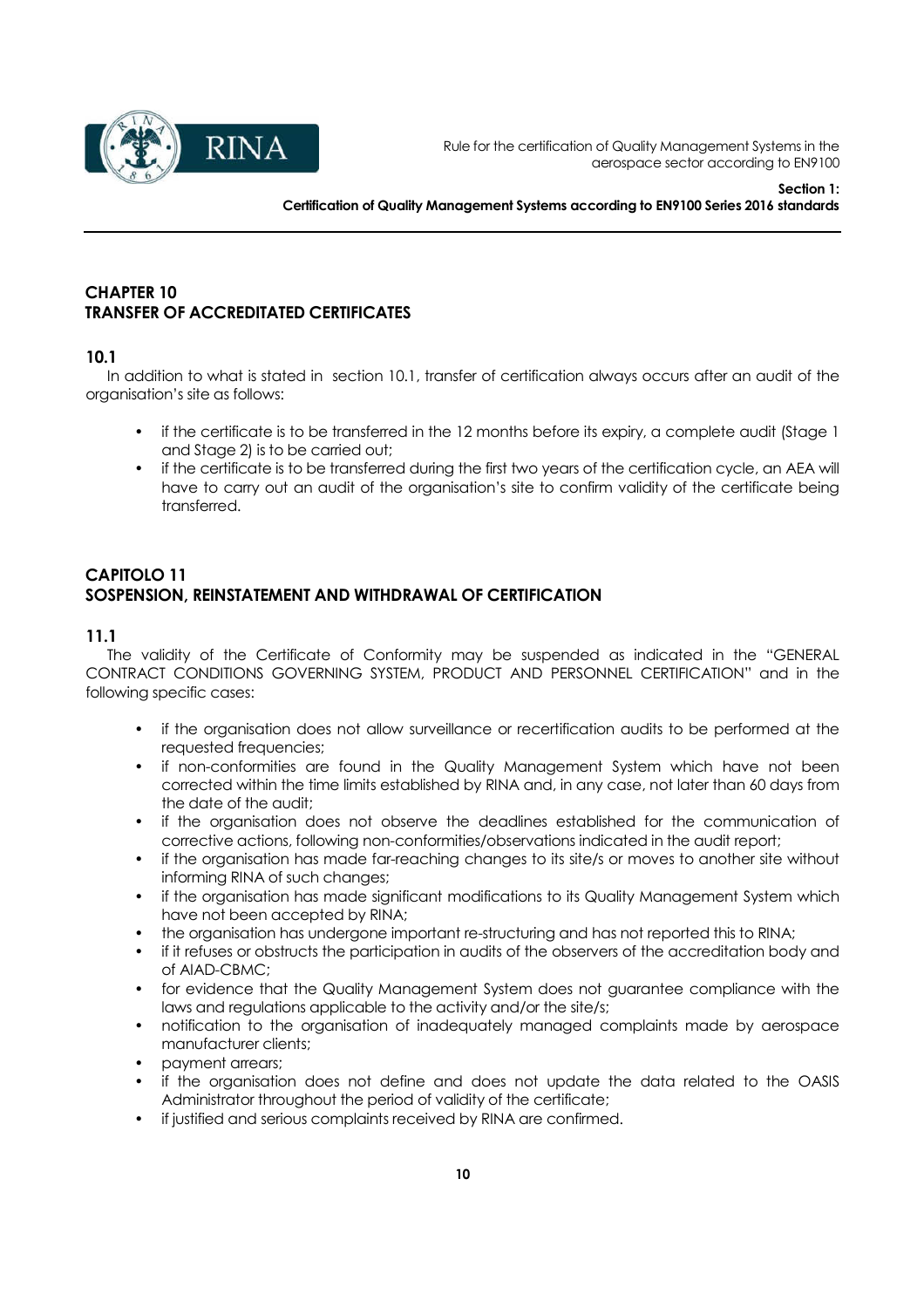## CHAPTER 10
## TRANSFER OF ACCREDITATED CERTIFICATES

### 10.1

In addition to what is stated in section 10.1, transfer of certification always occurs after an audit of the organisation's site as follows:

- if the certificate is to be transferred in the 12 months before its expiry, a complete audit (Stage 1 and Stage 2) is to be carried out;
- if the certificate is to be transferred during the first two years of the certification cycle, an AEA will have to carry out an audit of the organisation's site to confirm validity of the certificate being transferred.

## CAPITOLO 11
## SOSPENSION, REINSTATEMENT AND WITHDRAWAL OF CERTIFICATION

### 11.1

The validity of the Certificate of Conformity may be suspended as indicated in the "GENERAL CONTRACT CONDITIONS GOVERNING SYSTEM, PRODUCT AND PERSONNEL CERTIFICATION" and in the following specific cases:

- if the organisation does not allow surveillance or recertification audits to be performed at the requested frequencies;
- if non-conformities are found in the Quality Management System which have not been corrected within the time limits established by RINA and, in any case, not later than 60 days from the date of the audit;
- if the organisation does not observe the deadlines established for the communication of corrective actions, following non-conformities/observations indicated in the audit report;
- if the organisation has made far-reaching changes to its site/s or moves to another site without informing RINA of such changes;
- if the organisation has made significant modifications to its Quality Management System which have not been accepted by RINA;
- the organisation has undergone important re-structuring and has not reported this to RINA;
- if it refuses or obstructs the participation in audits of the observers of the accreditation body and of AIAD-CBMC;
- for evidence that the Quality Management System does not guarantee compliance with the laws and regulations applicable to the activity and/or the site/s;
- notification to the organisation of inadequately managed complaints made by aerospace manufacturer clients;
- payment arrears;
- if the organisation does not define and does not update the data related to the OASIS Administrator throughout the period of validity of the certificate;
- if justified and serious complaints received by RINA are confirmed.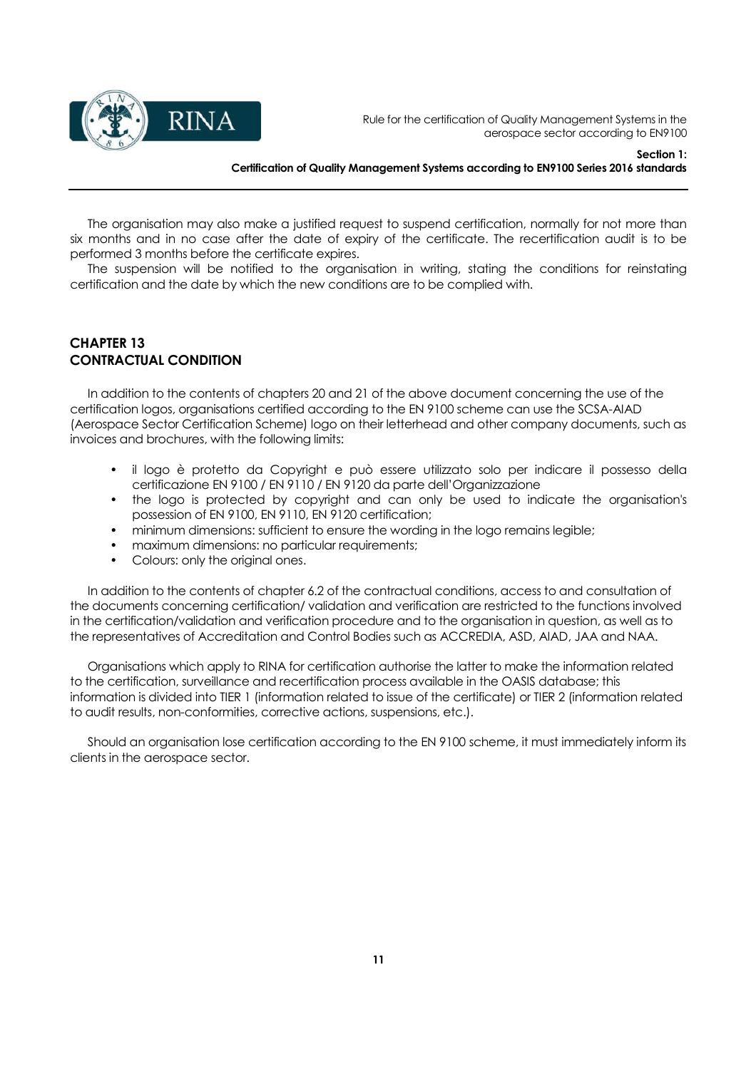The organisation may also make a justified request to suspend certification, normally for not more than six months and in no case after the date of expiry of the certificate. The recertification audit is to be performed 3 months before the certificate expires.

The suspension will be notified to the organisation in writing, stating the conditions for reinstating certification and the date by which the new conditions are to be complied with.

## CHAPTER 13
## CONTRACTUAL CONDITION

In addition to the contents of chapters 20 and 21 of the above document concerning the use of the certification logos, organisations certified according to the EN 9100 scheme can use the SCSA-AIAD (Aerospace Sector Certification Scheme) logo on their letterhead and other company documents, such as invoices and brochures, with the following limits:

- il logo è protetto da Copyright e può essere utilizzato solo per indicare il possesso della certificazione EN 9100 / EN 9110 / EN 9120 da parte dell'Organizzazione
- the logo is protected by copyright and can only be used to indicate the organisation's possession of EN 9100, EN 9110, EN 9120 certification;
- minimum dimensions: sufficient to ensure the wording in the logo remains legible;
- maximum dimensions: no particular requirements;
- Colours: only the original ones.

In addition to the contents of chapter 6.2 of the contractual conditions, access to and consultation of the documents concerning certification/ validation and verification are restricted to the functions involved in the certification/validation and verification procedure and to the organisation in question, as well as to the representatives of Accreditation and Control Bodies such as ACCREDIA, ASD, AIAD, JAA and NAA.

Organisations which apply to RINA for certification authorise the latter to make the information related to the certification, surveillance and recertification process available in the OASIS database; this information is divided into TIER 1 (information related to issue of the certificate) or TIER 2 (information related to audit results, non-conformities, corrective actions, suspensions, etc.).

Should an organisation lose certification according to the EN 9100 scheme, it must immediately inform its clients in the aerospace sector.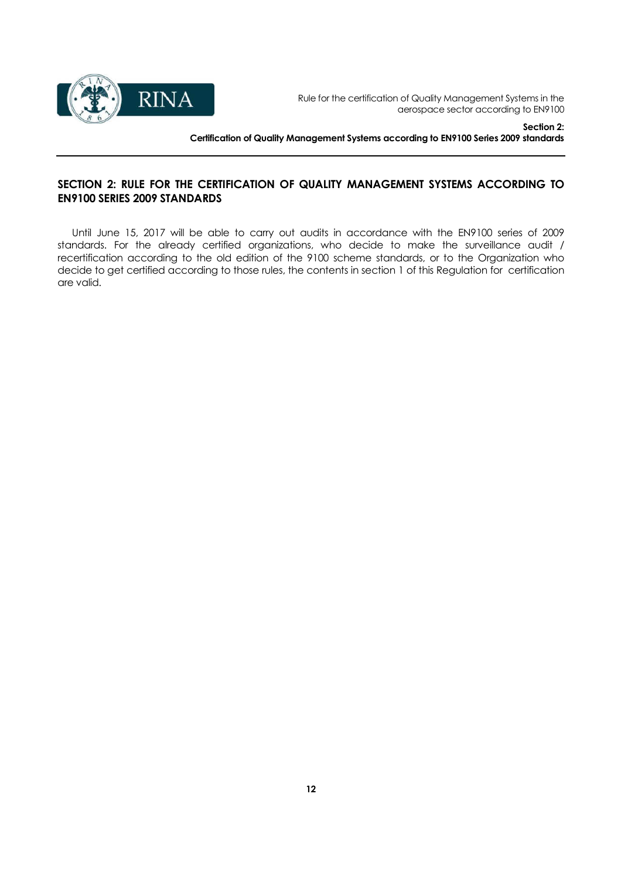## SECTION 2: RULE FOR THE CERTIFICATION OF QUALITY MANAGEMENT SYSTEMS ACCORDING TO EN9100 SERIES 2009 STANDARDS

Until June 15, 2017 will be able to carry out audits in accordance with the EN9100 series of 2009 standards. For the already certified organizations, who decide to make the surveillance audit / recertification according to the old edition of the 9100 scheme standards, or to the Organization who decide to get certified according to those rules, the contents in section 1 of this Regulation for certification are valid.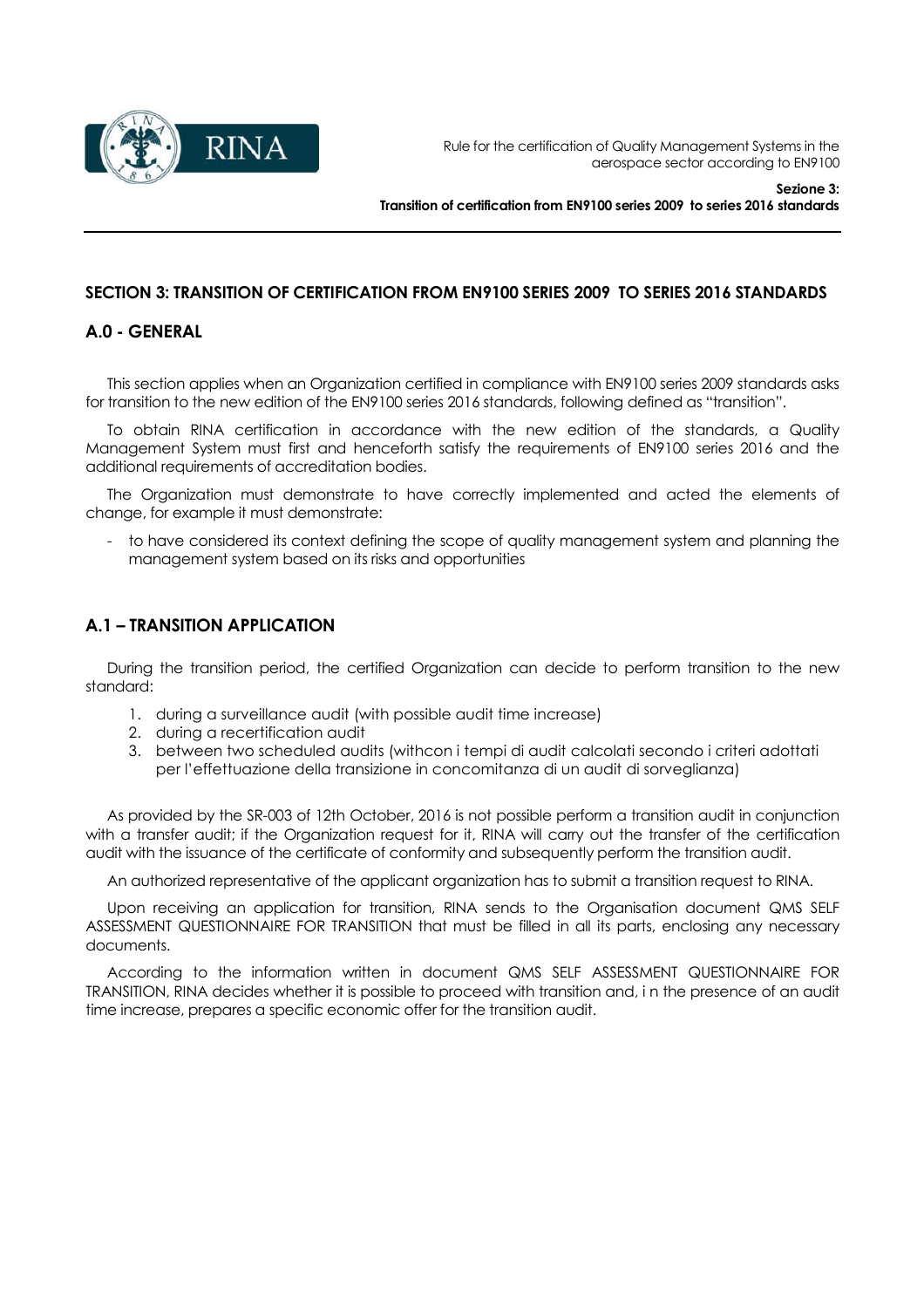## SECTION 3: TRANSITION OF CERTIFICATION FROM EN9100 SERIES 2009 TO SERIES 2016 STANDARDS

### A.0 - GENERAL

This section applies when an Organization certified in compliance with EN9100 series 2009 standards asks for transition to the new edition of the EN9100 series 2016 standards, following defined as "transition".

To obtain RINA certification in accordance with the new edition of the standards, a Quality Management System must first and henceforth satisfy the requirements of EN9100 series 2016 and the additional requirements of accreditation bodies.

The Organization must demonstrate to have correctly implemented and acted the elements of change, for example it must demonstrate:

- to have considered its context defining the scope of quality management system and planning the management system based on its risks and opportunities

### A.1 – TRANSITION APPLICATION

During the transition period, the certified Organization can decide to perform transition to the new standard:

1. during a surveillance audit (with possible audit time increase)
2. during a recertification audit
3. between two scheduled audits (withcon i tempi di audit calcolati secondo i criteri adottati per l'effettuazione della transizione in concomitanza di un audit di sorveglianza)

As provided by the SR-003 of 12th October, 2016 is not possible perform a transition audit in conjunction with a transfer audit; if the Organization request for it, RINA will carry out the transfer of the certification audit with the issuance of the certificate of conformity and subsequently perform the transition audit.

An authorized representative of the applicant organization has to submit a transition request to RINA.

Upon receiving an application for transition, RINA sends to the Organisation document QMS SELF ASSESSMENT QUESTIONNAIRE FOR TRANSITION that must be filled in all its parts, enclosing any necessary documents.

According to the information written in document QMS SELF ASSESSMENT QUESTIONNAIRE FOR TRANSITION, RINA decides whether it is possible to proceed with transition and, i n the presence of an audit time increase, prepares a specific economic offer for the transition audit.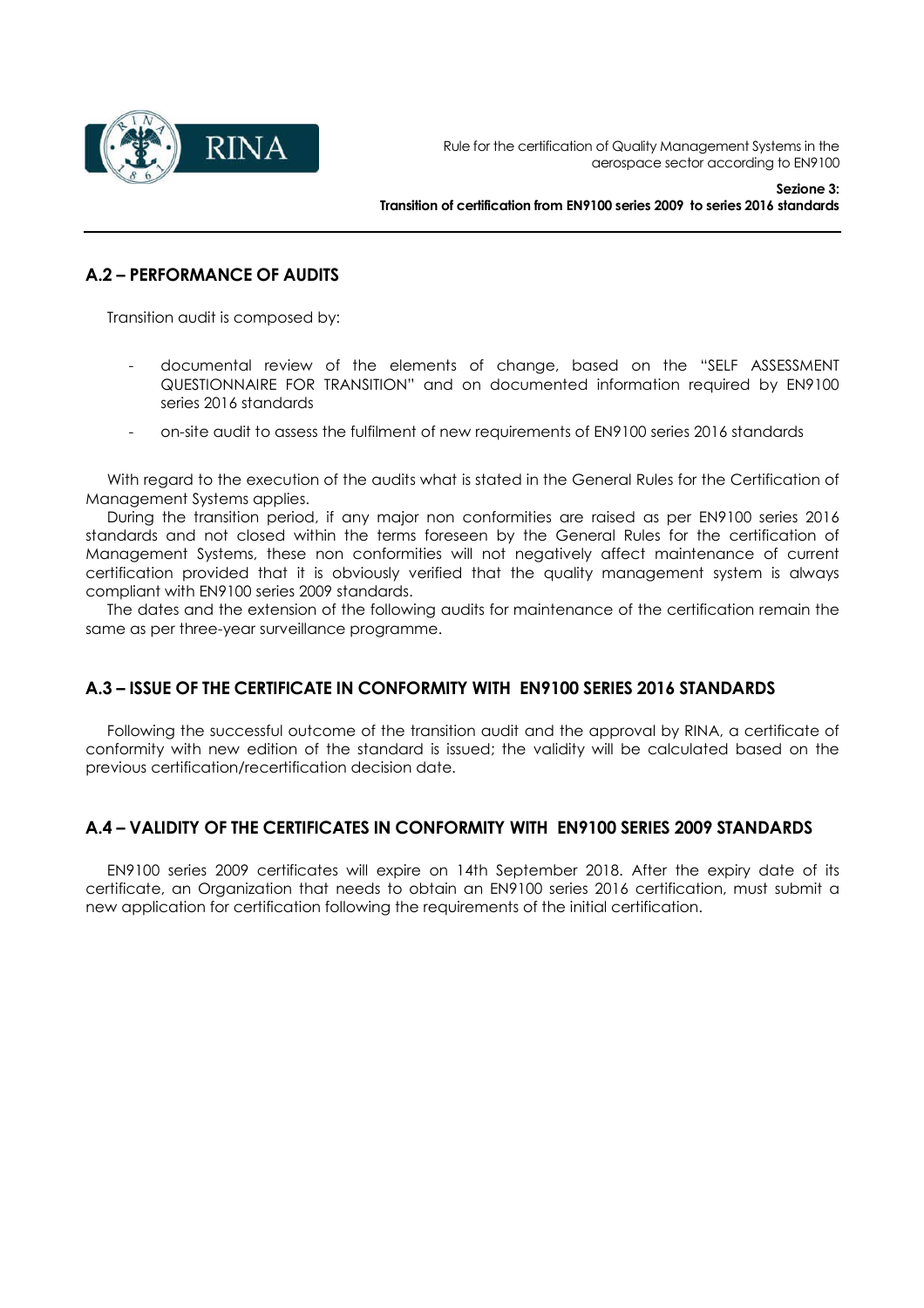## A.2 – PERFORMANCE OF AUDITS

Transition audit is composed by:

- documental review of the elements of change, based on the "SELF ASSESSMENT QUESTIONNAIRE FOR TRANSITION" and on documented information required by EN9100 series 2016 standards
- on-site audit to assess the fulfilment of new requirements of EN9100 series 2016 standards

With regard to the execution of the audits what is stated in the General Rules for the Certification of Management Systems applies.

During the transition period, if any major non conformities are raised as per EN9100 series 2016 standards and not closed within the terms foreseen by the General Rules for the certification of Management Systems, these non conformities will not negatively affect maintenance of current certification provided that it is obviously verified that the quality management system is always compliant with EN9100 series 2009 standards.

The dates and the extension of the following audits for maintenance of the certification remain the same as per three-year surveillance programme.

## A.3 – ISSUE OF THE CERTIFICATE IN CONFORMITY WITH EN9100 SERIES 2016 STANDARDS

Following the successful outcome of the transition audit and the approval by RINA, a certificate of conformity with new edition of the standard is issued; the validity will be calculated based on the previous certification/recertification decision date.

## A.4 – VALIDITY OF THE CERTIFICATES IN CONFORMITY WITH EN9100 SERIES 2009 STANDARDS

EN9100 series 2009 certificates will expire on 14th September 2018. After the expiry date of its certificate, an Organization that needs to obtain an EN9100 series 2016 certification, must submit a new application for certification following the requirements of the initial certification.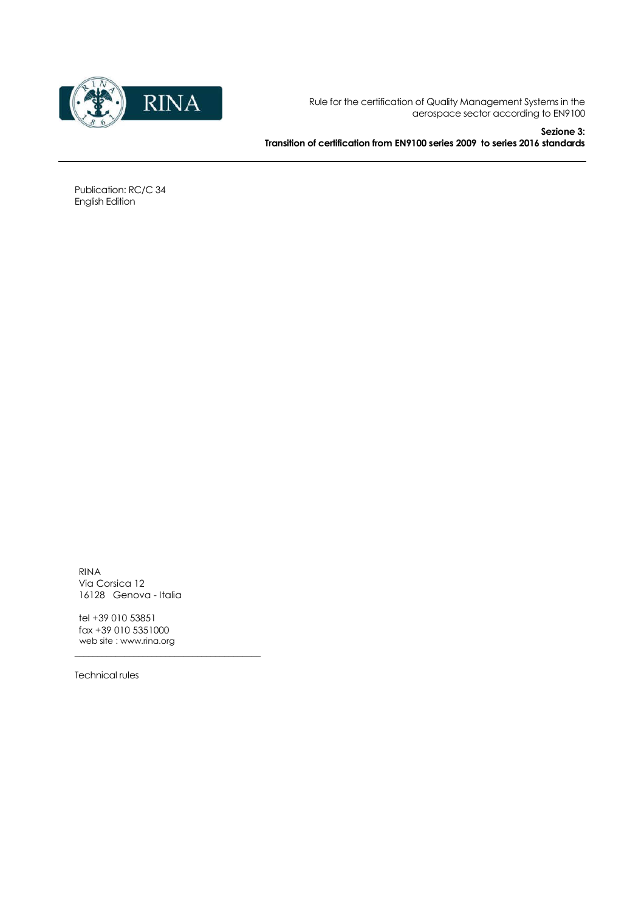Rule for the certification of Quality Management Systems in the aerospace sector according to EN9100

**Sezione 3:**
**Transition of certification from EN9100 series 2009 to series 2016 standards**

Publication: RC/C 34
English Edition

RINA
Via Corsica 12
16128 Genova - Italia

tel +39 010 53851
fax +39 010 5351000
web site : www.rina.org

Technical rules